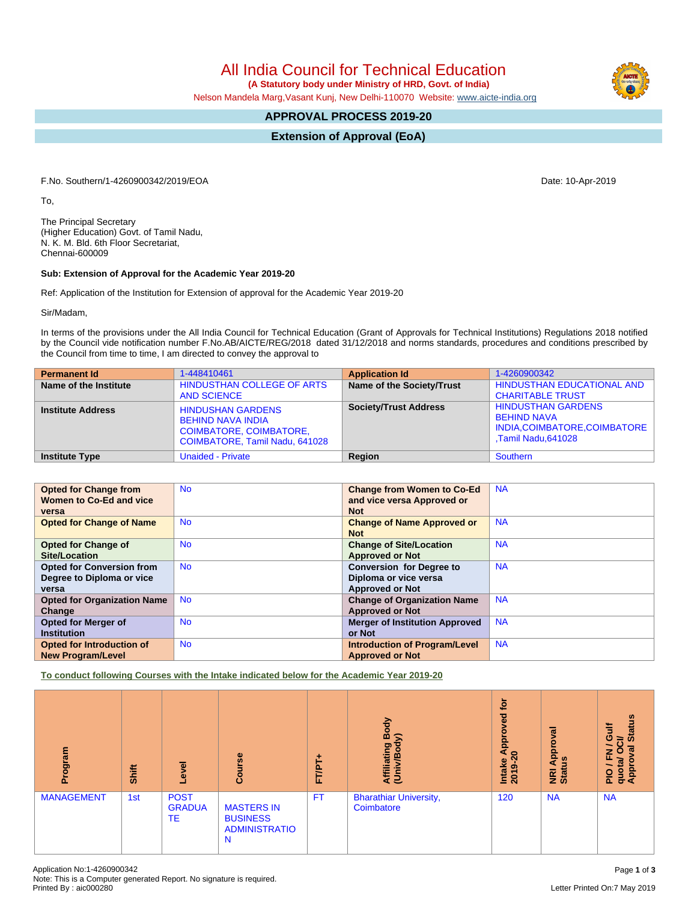# All India Council for Technical Education

**(A Statutory body under Ministry of HRD, Govt. of India)**

Nelson Mandela Marg,Vasant Kunj, New Delhi-110070 Website: www.aicte-india.org

## APPROVAL PROCESS 2019-20

## Extension of Approval (EoA)

F.No. Southern/1-4260900342/2019/EOA

Date: 10-Apr-2019

To,

The Principal Secretary
(Higher Education) Govt. of Tamil Nadu,
N. K. M. Bld. 6th Floor Secretariat,
Chennai-600009

**Sub: Extension of Approval for the Academic Year 2019-20**

Ref: Application of the Institution for Extension of approval for the Academic Year 2019-20

Sir/Madam,

In terms of the provisions under the All India Council for Technical Education (Grant of Approvals for Technical Institutions) Regulations 2018 notified by the Council vide notification number F.No.AB/AICTE/REG/2018 dated 31/12/2018 and norms standards, procedures and conditions prescribed by the Council from time to time, I am directed to convey the approval to

| **Permanent Id** | 1-448410461 | **Application Id** | 1-4260900342 |
|---|---|---|---|
| **Name of the Institute** | HINDUSTHAN COLLEGE OF ARTS AND SCIENCE | **Name of the Society/Trust** | HINDUSTHAN EDUCATIONAL AND CHARITABLE TRUST |
| **Institute Address** | HINDUSHAN GARDENS BEHIND NAVA INDIA COIMBATORE, COIMBATORE, COIMBATORE, Tamil Nadu, 641028 | **Society/Trust Address** | HINDUSTHAN GARDENS BEHIND NAVA INDIA,COIMBATORE,COIMBATORE ,Tamil Nadu,641028 |
| **Institute Type** | Unaided - Private | **Region** | Southern |

| **Opted for Change from Women to Co-Ed and vice versa** | No | **Change from Women to Co-Ed and vice versa Approved or Not** | NA |
|---|---|---|---|
| **Opted for Change of Name** | No | **Change of Name Approved or Not** | NA |
| **Opted for Change of Site/Location** | No | **Change of Site/Location Approved or Not** | NA |
| **Opted for Conversion from Degree to Diploma or vice versa** | No | **Conversion for Degree to Diploma or vice versa Approved or Not** | NA |
| **Opted for Organization Name Change** | No | **Change of Organization Name Approved or Not** | NA |
| **Opted for Merger of Institution** | No | **Merger of Institution Approved or Not** | NA |
| **Opted for Introduction of New Program/Level** | No | **Introduction of Program/Level Approved or Not** | NA |

**To conduct following Courses with the Intake indicated below for the Academic Year 2019-20**

| Program | Shift | Level | Course | FT/PT+ | Affiliating Body (Univ/Body) | Intake Approved for 2019-20 | NRI Approval Status | PIO / FN / Gulf quota/ OCI/ Approval Status |
|---|---|---|---|---|---|---|---|---|
| MANAGEMENT | 1st | POST GRADUATE | MASTERS IN BUSINESS ADMINISTRATION | FT | Bharathiar University, Coimbatore | 120 | NA | NA |

Application No:1-4260900342
Note: This is a Computer generated Report. No signature is required.
Printed By : aic000280

Letter Printed On:7 May 2019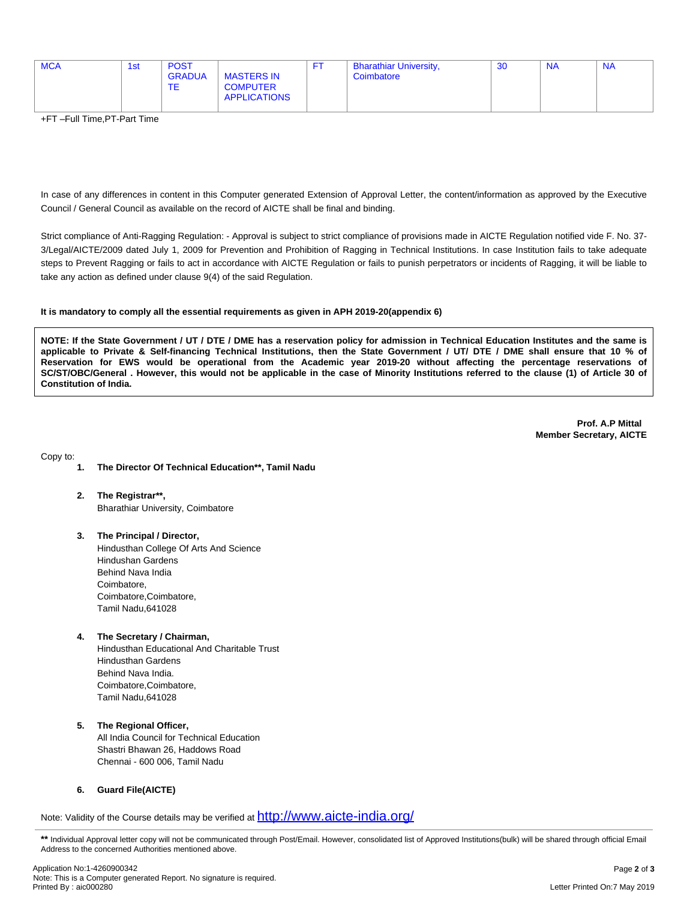| | | | | | | | | |
|---|---|---|---|---|---|---|---|---|
| MCA | 1st | POST GRADUATE | MASTERS IN COMPUTER APPLICATIONS | FT | Bharathiar University, Coimbatore | 30 | NA | NA |

+FT –Full Time,PT-Part Time

In case of any differences in content in this Computer generated Extension of Approval Letter, the content/information as approved by the Executive Council / General Council as available on the record of AICTE shall be final and binding.

Strict compliance of Anti-Ragging Regulation: - Approval is subject to strict compliance of provisions made in AICTE Regulation notified vide F. No. 37-3/Legal/AICTE/2009 dated July 1, 2009 for Prevention and Prohibition of Ragging in Technical Institutions. In case Institution fails to take adequate steps to Prevent Ragging or fails to act in accordance with AICTE Regulation or fails to punish perpetrators or incidents of Ragging, it will be liable to take any action as defined under clause 9(4) of the said Regulation.

**It is mandatory to comply all the essential requirements as given in APH 2019-20(appendix 6)**

**NOTE: If the State Government / UT / DTE / DME has a reservation policy for admission in Technical Education Institutes and the same is applicable to Private & Self-financing Technical Institutions, then the State Government / UT/ DTE / DME shall ensure that 10 % of Reservation for EWS would be operational from the Academic year 2019-20 without affecting the percentage reservations of SC/ST/OBC/General . However, this would not be applicable in the case of Minority Institutions referred to the clause (1) of Article 30 of Constitution of India.**

**Prof. A.P Mittal**
**Member Secretary, AICTE**

Copy to:

1. **The Director Of Technical Education**\*\***, Tamil Nadu**

2. **The Registrar**\*\***,**
   Bharathiar University, Coimbatore

3. **The Principal / Director,**
   Hindusthan College Of Arts And Science
   Hindushan Gardens
   Behind Nava India
   Coimbatore,
   Coimbatore,Coimbatore,
   Tamil Nadu,641028

4. **The Secretary / Chairman,**
   Hindusthan Educational And Charitable Trust
   Hindusthan Gardens
   Behind Nava India.
   Coimbatore,Coimbatore,
   Tamil Nadu,641028

5. **The Regional Officer,**
   All India Council for Technical Education
   Shastri Bhawan 26, Haddows Road
   Chennai - 600 006, Tamil Nadu

6. **Guard File(AICTE)**

Note: Validity of the Course details may be verified at http://www.aicte-india.org/

**\*\*** Individual Approval letter copy will not be communicated through Post/Email. However, consolidated list of Approved Institutions(bulk) will be shared through official Email Address to the concerned Authorities mentioned above.

Application No:1-4260900342
Note: This is a Computer generated Report. No signature is required.
Printed By : aic000280

Letter Printed On:7 May 2019